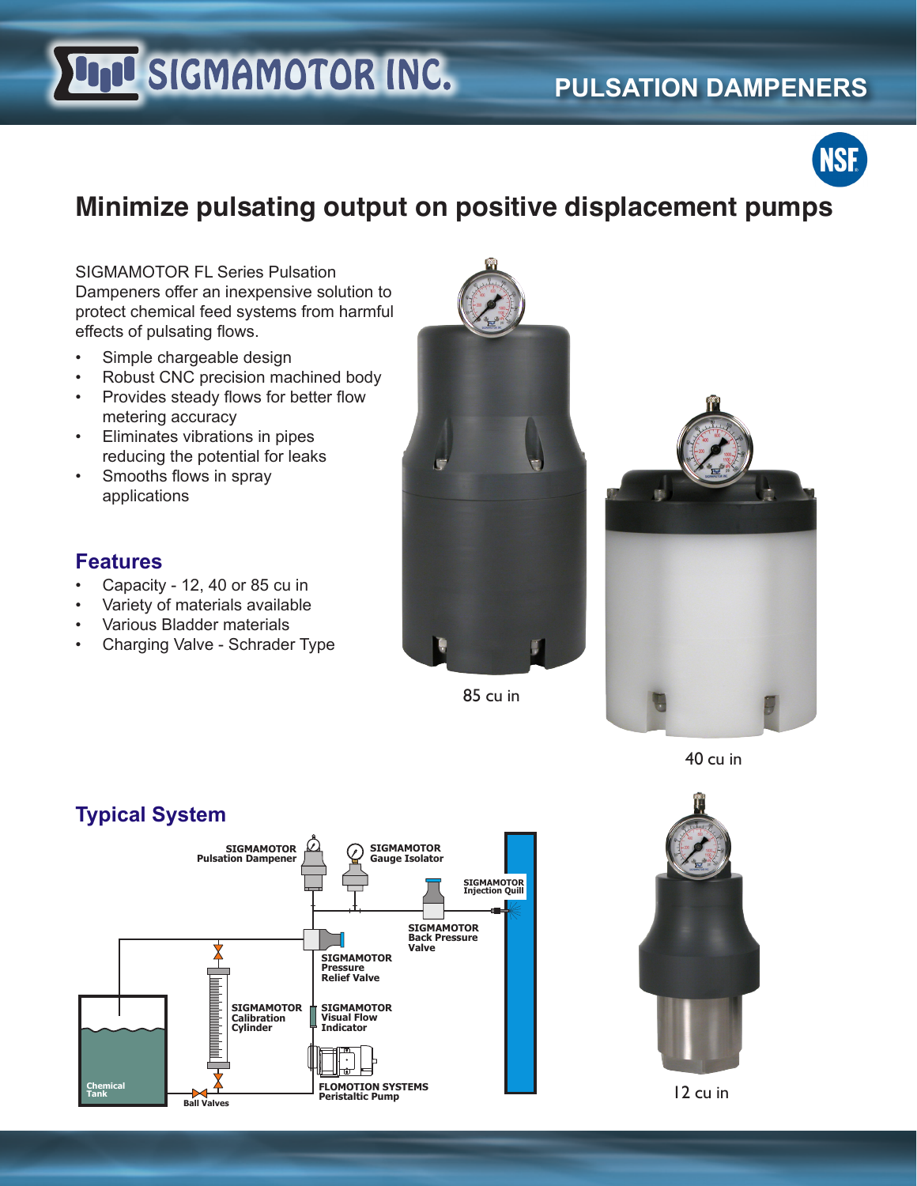# SIGMAMOTOR INC.

## PULSATION DAMPENERS

## Minimize pulsating output on positive displacement pumps

SIGMAMOTOR FL Series Pulsation Dampeners offer an inexpensive solution to protect chemical feed systems from harmful effects of pulsating flows.

- Simple chargeable design
- Robust CNC precision machined body
- Provides steady flows for better flow metering accuracy
- Eliminates vibrations in pipes reducing the potential for leaks
- Smooths flows in spray applications

### Features

- Capacity - 12, 40 or 85 cu in
- Variety of materials available
- Various Bladder materials
- Charging Valve - Schrader Type

85 cu in

40 cu in

12 cu in

### Typical System

SIGMAMOTOR Pulsation Dampener

SIGMAMOTOR Gauge Isolator

SIGMAMOTOR Injection Quill

SIGMAMOTOR Back Pressure Valve

SIGMAMOTOR Pressure Relief Valve

SIGMAMOTOR Calibration Cylinder

SIGMAMOTOR Visual Flow Indicator

FLOMOTION SYSTEMS Peristaltic Pump

Chemical Tank

Ball Valves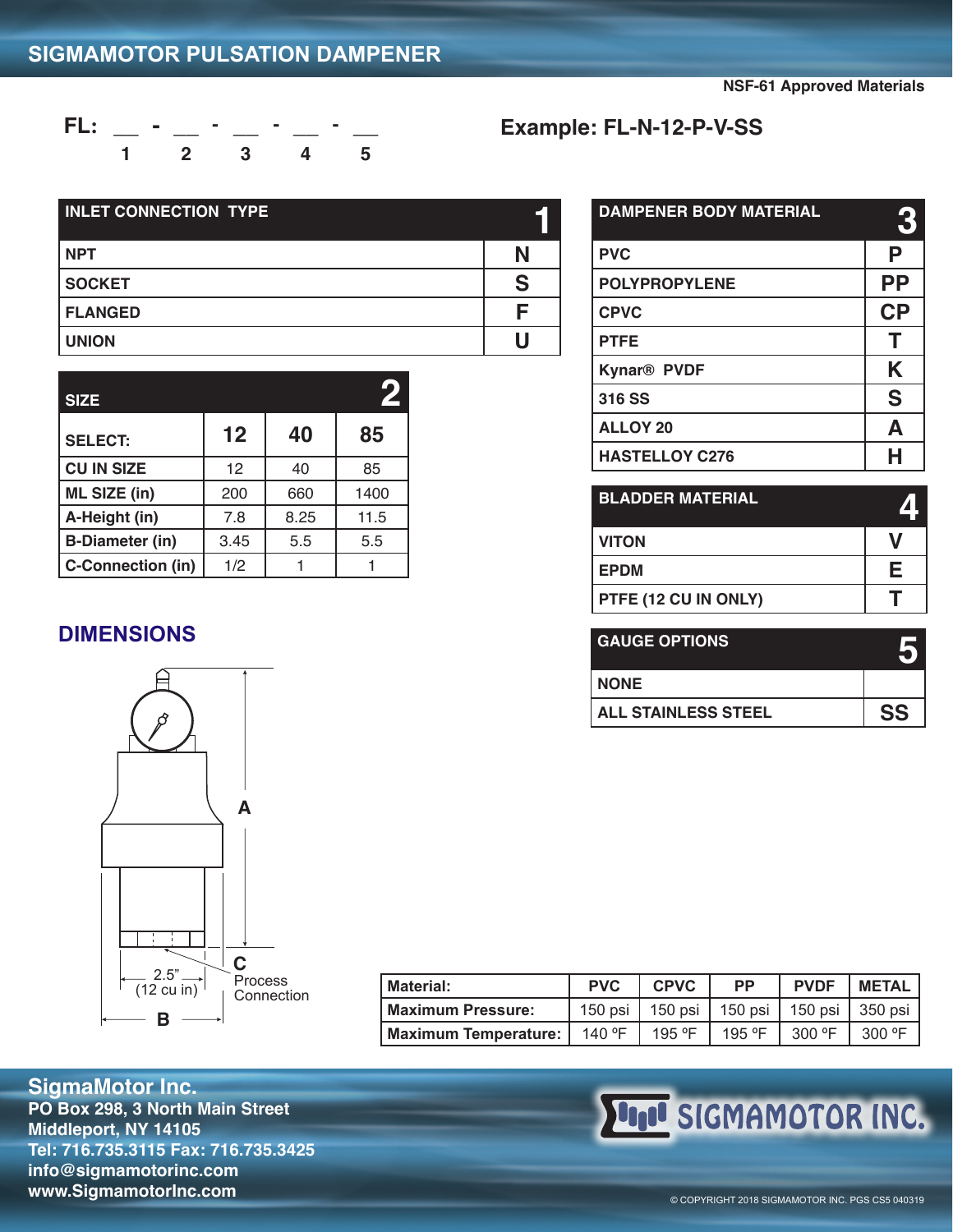# SIGMAMOTOR PULSATION DAMPENER

**NSF-61 Approved Materials**

**FL: __ - __ - __ - __ - __**
1 2 3 4 5

**Example: FL-N-12-P-V-SS**

| INLET CONNECTION TYPE | 1 |
|---|---|
| NPT | N |
| SOCKET | S |
| FLANGED | F |
| UNION | U |

| SIZE | | | 2 |
|---|---|---|---|
| SELECT: | 12 | 40 | 85 |
| CU IN SIZE | 12 | 40 | 85 |
| ML SIZE (in) | 200 | 660 | 1400 |
| A-Height (in) | 7.8 | 8.25 | 11.5 |
| B-Diameter (in) | 3.45 | 5.5 | 5.5 |
| C-Connection (in) | 1/2 | 1 | 1 |

| DAMPENER BODY MATERIAL | 3 |
|---|---|
| PVC | P |
| POLYPROPYLENE | PP |
| CPVC | CP |
| PTFE | T |
| Kynar® PVDF | K |
| 316 SS | S |
| ALLOY 20 | A |
| HASTELLOY C276 | H |

| BLADDER MATERIAL | 4 |
|---|---|
| VITON | V |
| EPDM | E |
| PTFE (12 CU IN ONLY) | T |

| GAUGE OPTIONS | 5 |
|---|---|
| NONE | |
| ALL STAINLESS STEEL | SS |

## DIMENSIONS

A

2.5"
(12 cu in)

B

C
Process
Connection

| Material: | PVC | CPVC | PP | PVDF | METAL |
|---|---|---|---|---|---|
| Maximum Pressure: | 150 psi | 150 psi | 150 psi | 150 psi | 350 psi |
| Maximum Temperature: | 140 ºF | 195 ºF | 195 ºF | 300 ºF | 300 ºF |

**SigmaMotor Inc.**
**PO Box 298, 3 North Main Street**
**Middleport, NY 14105**
**Tel: 716.735.3115 Fax: 716.735.3425**
**info@sigmamotorinc.com**
**www.SigmamotorInc.com**

SIGMAMOTOR INC.

© COPYRIGHT 2018 SIGMAMOTOR INC. PGS CS5 040319